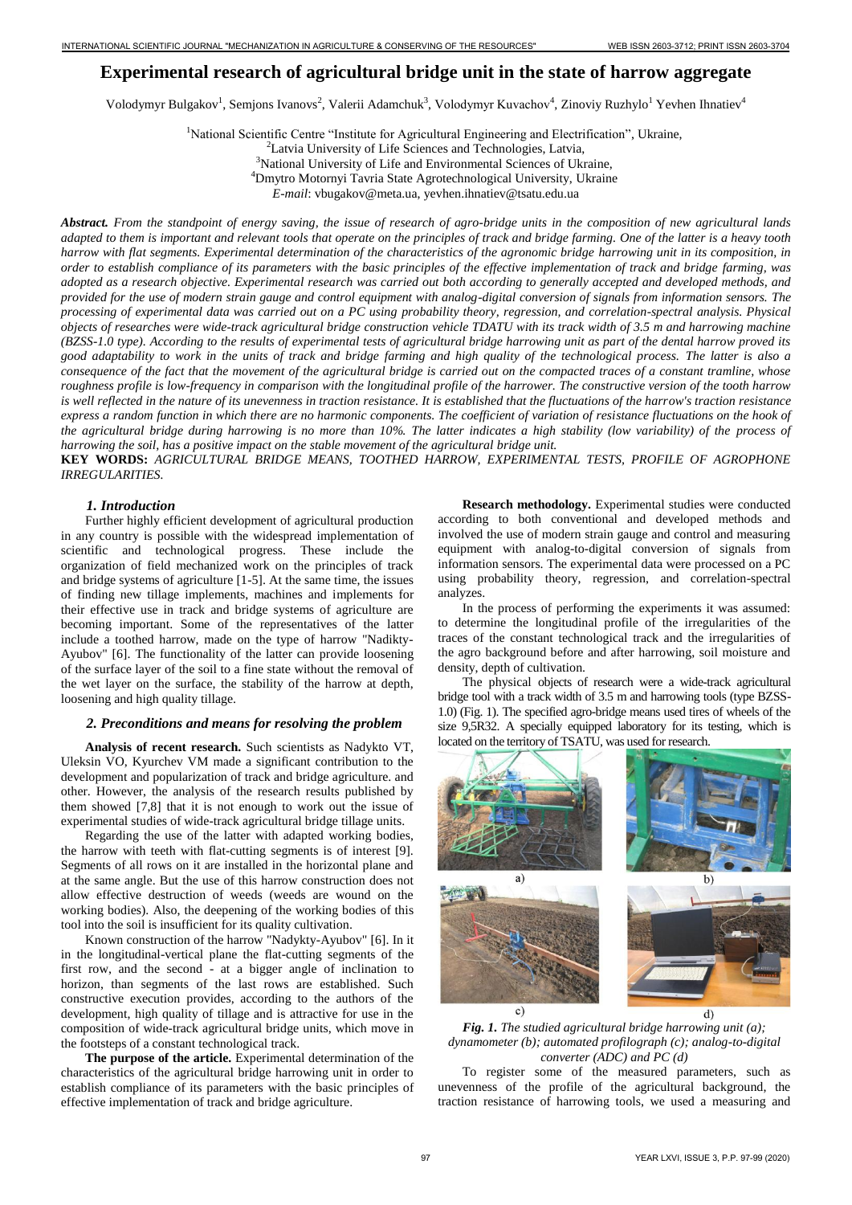# Experimental research of agricultural bridge unit in the state of harrow aggregate

Volodymyr Bulgakov[1], Semjons Ivanovs[2], Valerii Adamchuk[3], Volodymyr Kuvachov[4], Zinoviy Ruzhylo[1] Yevhen Ihnatiev[4]

[1]National Scientific Centre "Institute for Agricultural Engineering and Electrification", Ukraine,
[2]Latvia University of Life Sciences and Technologies, Latvia,
[3]National University of Life and Environmental Sciences of Ukraine,
[4]Dmytro Motornyi Tavria State Agrotechnological University, Ukraine
*E-mail*: vbugakov@meta.ua, yevhen.ihnatiev@tsatu.edu.ua

***Abstract.*** *From the standpoint of energy saving, the issue of research of agro-bridge units in the composition of new agricultural lands adapted to them is important and relevant tools that operate on the principles of track and bridge farming. One of the latter is a heavy tooth harrow with flat segments. Experimental determination of the characteristics of the agronomic bridge harrowing unit in its composition, in order to establish compliance of its parameters with the basic principles of the effective implementation of track and bridge farming, was adopted as a research objective. Experimental research was carried out both according to generally accepted and developed methods, and provided for the use of modern strain gauge and control equipment with analog-digital conversion of signals from information sensors. The processing of experimental data was carried out on a PC using probability theory, regression, and correlation-spectral analysis. Physical objects of researches were wide-track agricultural bridge construction vehicle TDATU with its track width of 3.5 m and harrowing machine (BZSS-1.0 type). According to the results of experimental tests of agricultural bridge harrowing unit as part of the dental harrow proved its good adaptability to work in the units of track and bridge farming and high quality of the technological process. The latter is also a consequence of the fact that the movement of the agricultural bridge is carried out on the compacted traces of a constant tramline, whose roughness profile is low-frequency in comparison with the longitudinal profile of the harrower. The constructive version of the tooth harrow is well reflected in the nature of its unevenness in traction resistance. It is established that the fluctuations of the harrow's traction resistance express a random function in which there are no harmonic components. The coefficient of variation of resistance fluctuations on the hook of the agricultural bridge during harrowing is no more than 10%. The latter indicates a high stability (low variability) of the process of harrowing the soil, has a positive impact on the stable movement of the agricultural bridge unit.*

**KEY WORDS:** *AGRICULTURAL BRIDGE MEANS, TOOTHED HARROW, EXPERIMENTAL TESTS, PROFILE OF AGROPHONE IRREGULARITIES.*

## *1. Introduction*

Further highly efficient development of agricultural production in any country is possible with the widespread implementation of scientific and technological progress. These include the organization of field mechanized work on the principles of track and bridge systems of agriculture [1-5]. At the same time, the issues of finding new tillage implements, machines and implements for their effective use in track and bridge systems of agriculture are becoming important. Some of the representatives of the latter include a toothed harrow, made on the type of harrow "Nadikty-Ayubov" [6]. The functionality of the latter can provide loosening of the surface layer of the soil to a fine state without the removal of the wet layer on the surface, the stability of the harrow at depth, loosening and high quality tillage.

## *2. Preconditions and means for resolving the problem*

**Analysis of recent research.** Such scientists as Nadykto VT, Uleksin VO, Kyurchev VM made a significant contribution to the development and popularization of track and bridge agriculture. and other. However, the analysis of the research results published by them showed [7,8] that it is not enough to work out the issue of experimental studies of wide-track agricultural bridge tillage units.

Regarding the use of the latter with adapted working bodies, the harrow with teeth with flat-cutting segments is of interest [9]. Segments of all rows on it are installed in the horizontal plane and at the same angle. But the use of this harrow construction does not allow effective destruction of weeds (weeds are wound on the working bodies). Also, the deepening of the working bodies of this tool into the soil is insufficient for its quality cultivation.

Known construction of the harrow "Nadykty-Ayubov" [6]. In it in the longitudinal-vertical plane the flat-cutting segments of the first row, and the second - at a bigger angle of inclination to horizon, than segments of the last rows are established. Such constructive execution provides, according to the authors of the development, high quality of tillage and is attractive for use in the composition of wide-track agricultural bridge units, which move in the footsteps of a constant technological track.

**The purpose of the article.** Experimental determination of the characteristics of the agricultural bridge harrowing unit in order to establish compliance of its parameters with the basic principles of effective implementation of track and bridge agriculture.

**Research methodology.** Experimental studies were conducted according to both conventional and developed methods and involved the use of modern strain gauge and control and measuring equipment with analog-to-digital conversion of signals from information sensors. The experimental data were processed on a PC using probability theory, regression, and correlation-spectral analyzes.

In the process of performing the experiments it was assumed: to determine the longitudinal profile of the irregularities of the traces of the constant technological track and the irregularities of the agro background before and after harrowing, soil moisture and density, depth of cultivation.

The physical objects of research were a wide-track agricultural bridge tool with a track width of 3.5 m and harrowing tools (type BZSS-1.0) (Fig. 1). The specified agro-bridge means used tires of wheels of the size 9,5R32. A specially equipped laboratory for its testing, which is located on the territory of TSATU, was used for research.

*Fig. 1. The studied agricultural bridge harrowing unit (a); dynamometer (b); automated profilograph (c); analog-to-digital converter (ADC) and PC (d)*

To register some of the measured parameters, such as unevenness of the profile of the agricultural background, the traction resistance of harrowing tools, we used a measuring and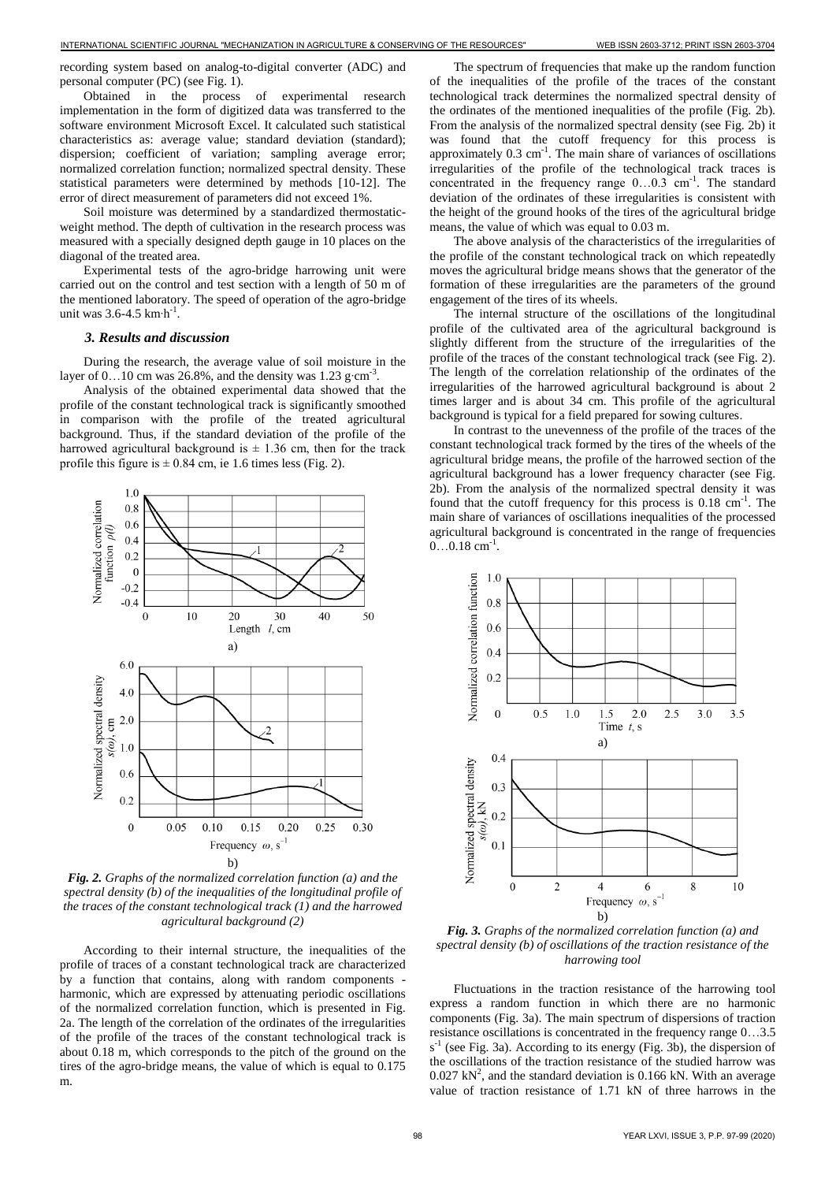recording system based on analog-to-digital converter (ADC) and personal computer (PC) (see Fig. 1).

Obtained in the process of experimental research implementation in the form of digitized data was transferred to the software environment Microsoft Excel. It calculated such statistical characteristics as: average value; standard deviation (standard); dispersion; coefficient of variation; sampling average error; normalized correlation function; normalized spectral density. These statistical parameters were determined by methods [10-12]. The error of direct measurement of parameters did not exceed 1%.

Soil moisture was determined by a standardized thermostatic-weight method. The depth of cultivation in the research process was measured with a specially designed depth gauge in 10 places on the diagonal of the treated area.

Experimental tests of the agro-bridge harrowing unit were carried out on the control and test section with a length of 50 m of the mentioned laboratory. The speed of operation of the agro-bridge unit was 3.6-4.5 $km \cdot h^{-1}$.

### *3. Results and discussion*

During the research, the average value of soil moisture in the layer of 0…10 cm was 26.8%, and the density was 1.23 $g \cdot cm^{-3}$.

Analysis of the obtained experimental data showed that the profile of the constant technological track is significantly smoothed in comparison with the profile of the treated agricultural background. Thus, if the standard deviation of the profile of the harrowed agricultural background is ± 1.36 cm, then for the track profile this figure is ± 0.84 cm, ie 1.6 times less (Fig. 2).

***Fig. 2.*** *Graphs of the normalized correlation function (a) and the spectral density (b) of the inequalities of the longitudinal profile of the traces of the constant technological track (1) and the harrowed agricultural background (2)*

According to their internal structure, the inequalities of the profile of traces of a constant technological track are characterized by a function that contains, along with random components - harmonic, which are expressed by attenuating periodic oscillations of the normalized correlation function, which is presented in Fig. 2a. The length of the correlation of the ordinates of the irregularities of the profile of the traces of the constant technological track is about 0.18 m, which corresponds to the pitch of the ground on the tires of the agro-bridge means, the value of which is equal to 0.175 m.

The spectrum of frequencies that make up the random function of the inequalities of the profile of the traces of the constant technological track determines the normalized spectral density of the ordinates of the mentioned inequalities of the profile (Fig. 2b). From the analysis of the normalized spectral density (see Fig. 2b) it was found that the cutoff frequency for this process is approximately 0.3 $cm^{-1}$. The main share of variances of oscillations irregularities of the profile of the technological track traces is concentrated in the frequency range 0…0.3 $cm^{-1}$. The standard deviation of the ordinates of these irregularities is consistent with the height of the ground hooks of the tires of the agricultural bridge means, the value of which was equal to 0.03 m.

The above analysis of the characteristics of the irregularities of the profile of the constant technological track on which repeatedly moves the agricultural bridge means shows that the generator of the formation of these irregularities are the parameters of the ground engagement of the tires of its wheels.

The internal structure of the oscillations of the longitudinal profile of the cultivated area of the agricultural background is slightly different from the structure of the irregularities of the profile of the traces of the constant technological track (see Fig. 2). The length of the correlation relationship of the ordinates of the irregularities of the harrowed agricultural background is about 2 times larger and is about 34 cm. This profile of the agricultural background is typical for a field prepared for sowing cultures.

In contrast to the unevenness of the profile of the traces of the constant technological track formed by the tires of the wheels of the agricultural bridge means, the profile of the harrowed section of the agricultural background has a lower frequency character (see Fig. 2b). From the analysis of the normalized spectral density it was found that the cutoff frequency for this process is 0.18 $cm^{-1}$. The main share of variances of oscillations inequalities of the processed agricultural background is concentrated in the range of frequencies 0…0.18 $cm^{-1}$.

***Fig. 3.*** *Graphs of the normalized correlation function (a) and spectral density (b) of oscillations of the traction resistance of the harrowing tool*

Fluctuations in the traction resistance of the harrowing tool express a random function in which there are no harmonic components (Fig. 3a). The main spectrum of dispersions of traction resistance oscillations is concentrated in the frequency range 0…3.5 $s^{-1}$ (see Fig. 3a). According to its energy (Fig. 3b), the dispersion of the oscillations of the traction resistance of the studied harrow was 0.027 $kN^2$, and the standard deviation is 0.166 kN. With an average value of traction resistance of 1.71 kN of three harrows in the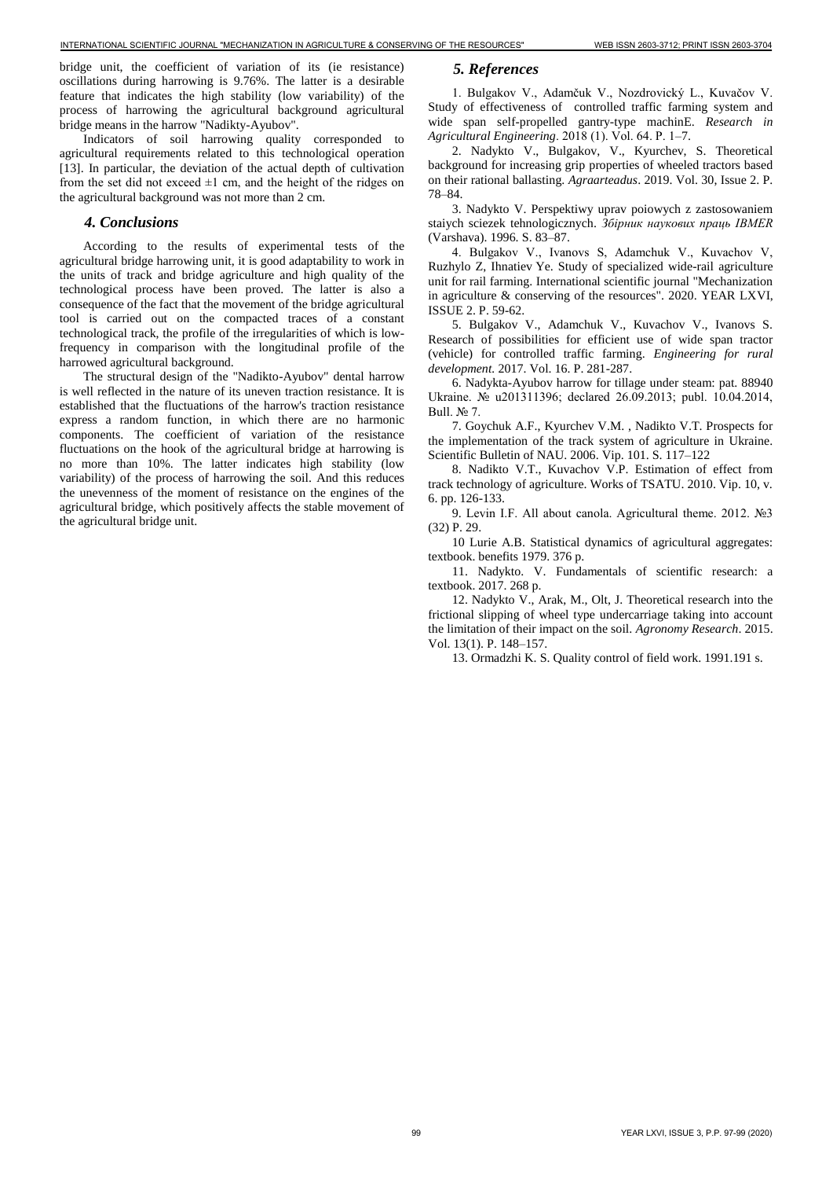bridge unit, the coefficient of variation of its (ie resistance) oscillations during harrowing is 9.76%. The latter is a desirable feature that indicates the high stability (low variability) of the process of harrowing the agricultural background agricultural bridge means in the harrow "Nadikty-Ayubov".

Indicators of soil harrowing quality corresponded to agricultural requirements related to this technological operation [13]. In particular, the deviation of the actual depth of cultivation from the set did not exceed ±1 cm, and the height of the ridges on the agricultural background was not more than 2 cm.

## *4. Conclusions*

According to the results of experimental tests of the agricultural bridge harrowing unit, it is good adaptability to work in the units of track and bridge agriculture and high quality of the technological process have been proved. The latter is also a consequence of the fact that the movement of the bridge agricultural tool is carried out on the compacted traces of a constant technological track, the profile of the irregularities of which is low-frequency in comparison with the longitudinal profile of the harrowed agricultural background.

The structural design of the "Nadikto-Ayubov" dental harrow is well reflected in the nature of its uneven traction resistance. It is established that the fluctuations of the harrow's traction resistance express a random function, in which there are no harmonic components. The coefficient of variation of the resistance fluctuations on the hook of the agricultural bridge at harrowing is no more than 10%. The latter indicates high stability (low variability) of the process of harrowing the soil. And this reduces the unevenness of the moment of resistance on the engines of the agricultural bridge, which positively affects the stable movement of the agricultural bridge unit.

## *5. References*

1. Bulgakov V., Adamčuk V., Nozdrovický L., Kuvačov V. Study of effectiveness of controlled traffic farming system and wide span self-propelled gantry-type machinE. *Research in Agricultural Engineering*. 2018 (1). Vol. 64. P. 1–7.

2. Nadykto V., Bulgakov, V., Kyurchev, S. Theoretical background for increasing grip properties of wheeled tractors based on their rational ballasting. *Agraarteadus*. 2019. Vol. 30, Issue 2. P. 78–84.

3. Nadykto V. Perspektiwy uprav poiowych z zastosowaniem staiych sciezek tehnologicznych. *Збірник наукових праць IBMER* (Varshava). 1996. S. 83–87.

4. Bulgakov V., Ivanovs S, Adamchuk V., Kuvachov V, Ruzhylo Z, Ihnatiev Ye. Study of specialized wide-rail agriculture unit for rail farming. International scientific journal "Mechanization in agriculture & conserving of the resources". 2020. YEAR LXVI, ISSUE 2. P. 59-62.

5. Bulgakov V., Adamchuk V., Kuvachov V., Ivanovs S. Research of possibilities for efficient use of wide span tractor (vehicle) for controlled traffic farming. *Engineering for rural development*. 2017. Vol. 16. P. 281-287.

6. Nadykta-Ayubov harrow for tillage under steam: pat. 88940 Ukraine. № u201311396; declared 26.09.2013; publ. 10.04.2014, Bull. № 7.

7. Goychuk A.F., Kyurchev V.M. , Nadikto V.T. Prospects for the implementation of the track system of agriculture in Ukraine. Scientific Bulletin of NAU. 2006. Vip. 101. S. 117–122

8. Nadikto V.T., Kuvachov V.P. Estimation of effect from track technology of agriculture. Works of TSATU. 2010. Vip. 10, v. 6. pp. 126-133.

9. Levin I.F. All about canola. Agricultural theme. 2012. №3 (32) P. 29.

10 Lurie A.B. Statistical dynamics of agricultural aggregates: textbook. benefits 1979. 376 p.

11. Nadykto. V. Fundamentals of scientific research: a textbook. 2017. 268 p.

12. Nadykto V., Arak, M., Olt, J. Theoretical research into the frictional slipping of wheel type undercarriage taking into account the limitation of their impact on the soil. *Agronomy Research*. 2015. Vol. 13(1). P. 148–157.

13. Ormadzhi K. S. Quality control of field work. 1991.191 s.